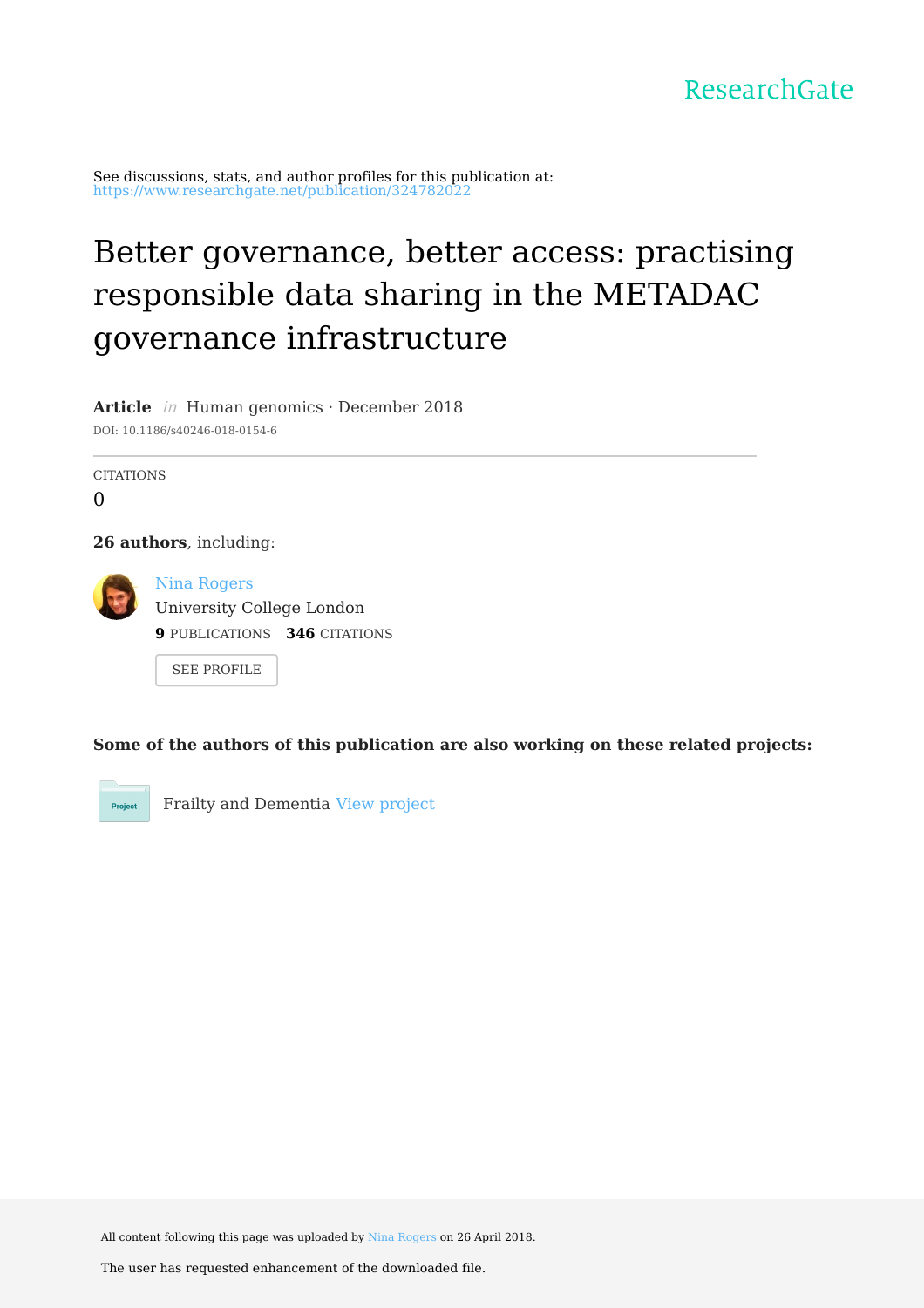ResearchGate

See discussions, stats, and author profiles for this publication at: https://www.researchgate.net/publication/324782022

# Better governance, better access: practising responsible data sharing in the METADAC governance infrastructure

**Article** *in* Human genomics · December 2018

DOI: 10.1186/s40246-018-0154-6

CITATIONS

0

**26 authors**, including:

Nina Rogers

University College London

**9** PUBLICATIONS **346** CITATIONS

SEE PROFILE

**Some of the authors of this publication are also working on these related projects:**

Project

Frailty and Dementia View project

All content following this page was uploaded by Nina Rogers on 26 April 2018.

The user has requested enhancement of the downloaded file.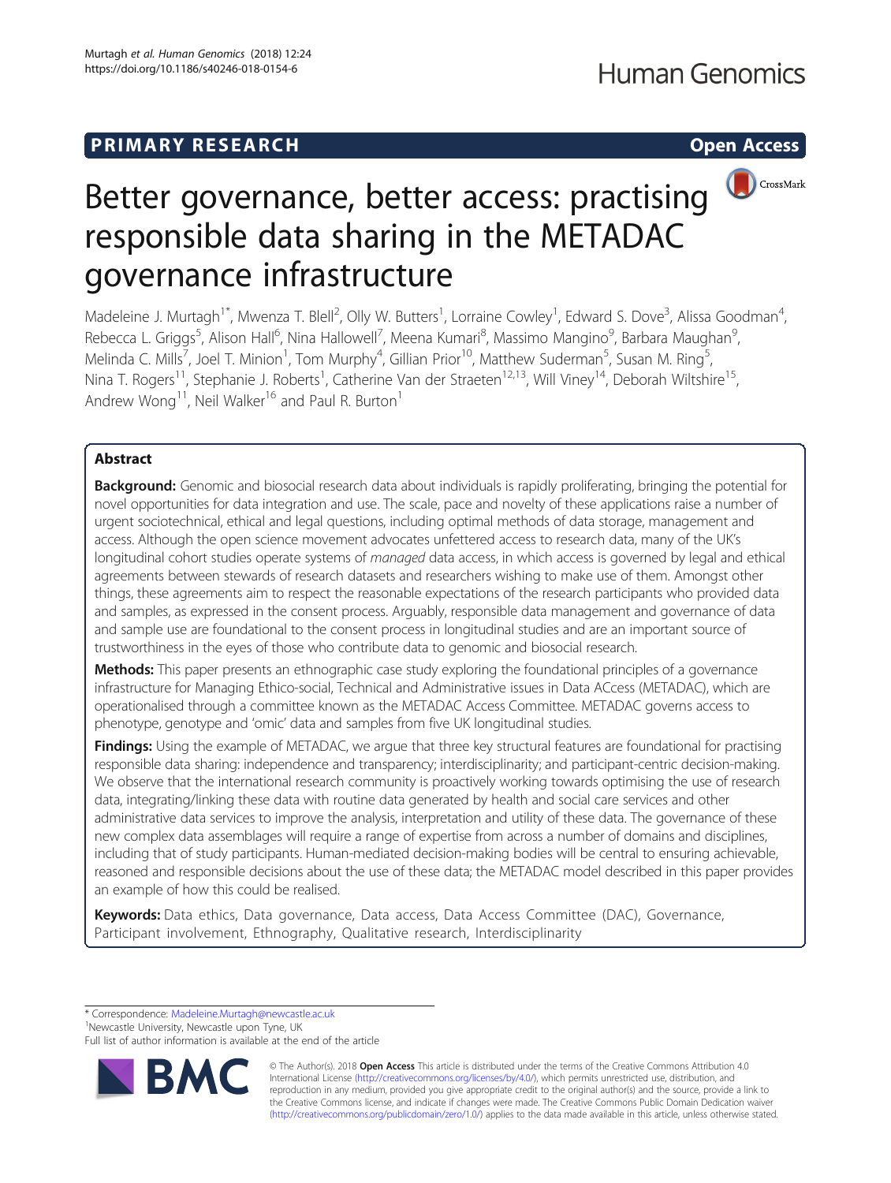# PRIMARY RESEARCH

**Open Access**

# Better governance, better access: practising responsible data sharing in the METADAC governance infrastructure

Madeleine J. Murtagh[1*], Mwenza T. Blell[2], Olly W. Butters[1], Lorraine Cowley[1], Edward S. Dove[3], Alissa Goodman[4], Rebecca L. Griggs[5], Alison Hall[6], Nina Hallowell[7], Meena Kumari[8], Massimo Mangino[9], Barbara Maughan[9], Melinda C. Mills[7], Joel T. Minion[1], Tom Murphy[4], Gillian Prior[10], Matthew Suderman[5], Susan M. Ring[5], Nina T. Rogers[11], Stephanie J. Roberts[1], Catherine Van der Straeten[12,13], Will Viney[14], Deborah Wiltshire[15], Andrew Wong[11], Neil Walker[16] and Paul R. Burton[1]

## Abstract

**Background:** Genomic and biosocial research data about individuals is rapidly proliferating, bringing the potential for novel opportunities for data integration and use. The scale, pace and novelty of these applications raise a number of urgent sociotechnical, ethical and legal questions, including optimal methods of data storage, management and access. Although the open science movement advocates unfettered access to research data, many of the UK's longitudinal cohort studies operate systems of *managed* data access, in which access is governed by legal and ethical agreements between stewards of research datasets and researchers wishing to make use of them. Amongst other things, these agreements aim to respect the reasonable expectations of the research participants who provided data and samples, as expressed in the consent process. Arguably, responsible data management and governance of data and sample use are foundational to the consent process in longitudinal studies and are an important source of trustworthiness in the eyes of those who contribute data to genomic and biosocial research.

**Methods:** This paper presents an ethnographic case study exploring the foundational principles of a governance infrastructure for Managing Ethico-social, Technical and Administrative issues in Data ACcess (METADAC), which are operationalised through a committee known as the METADAC Access Committee. METADAC governs access to phenotype, genotype and 'omic' data and samples from five UK longitudinal studies.

**Findings:** Using the example of METADAC, we argue that three key structural features are foundational for practising responsible data sharing: independence and transparency; interdisciplinarity; and participant-centric decision-making. We observe that the international research community is proactively working towards optimising the use of research data, integrating/linking these data with routine data generated by health and social care services and other administrative data services to improve the analysis, interpretation and utility of these data. The governance of these new complex data assemblages will require a range of expertise from across a number of domains and disciplines, including that of study participants. Human-mediated decision-making bodies will be central to ensuring achievable, reasoned and responsible decisions about the use of these data; the METADAC model described in this paper provides an example of how this could be realised.

**Keywords:** Data ethics, Data governance, Data access, Data Access Committee (DAC), Governance, Participant involvement, Ethnography, Qualitative research, Interdisciplinarity

* Correspondence: Madeleine.Murtagh@newcastle.ac.uk
[1]Newcastle University, Newcastle upon Tyne, UK
Full list of author information is available at the end of the article

© The Author(s). 2018 **Open Access** This article is distributed under the terms of the Creative Commons Attribution 4.0 International License (http://creativecommons.org/licenses/by/4.0/), which permits unrestricted use, distribution, and reproduction in any medium, provided you give appropriate credit to the original author(s) and the source, provide a link to the Creative Commons license, and indicate if changes were made. The Creative Commons Public Domain Dedication waiver (http://creativecommons.org/publicdomain/zero/1.0/) applies to the data made available in this article, unless otherwise stated.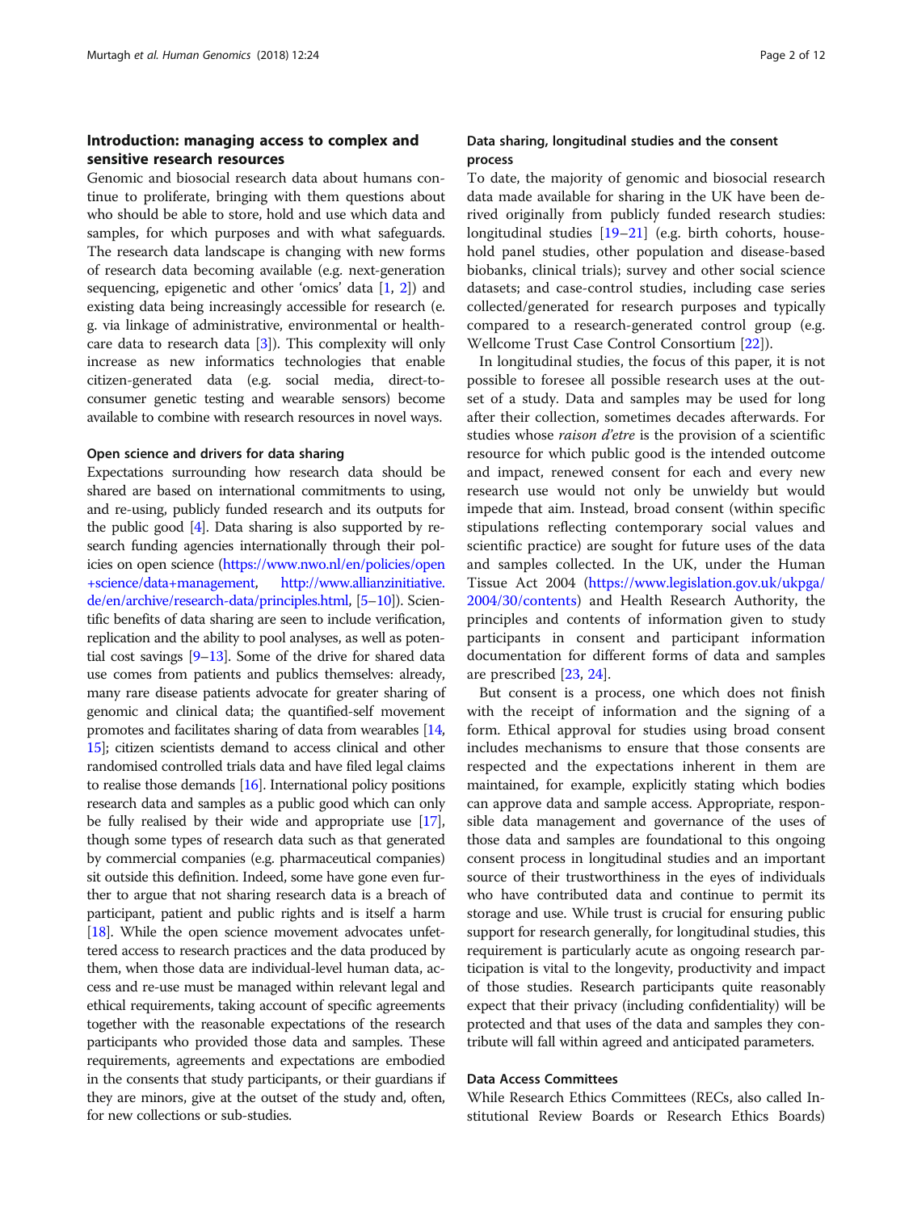## Introduction: managing access to complex and sensitive research resources

Genomic and biosocial research data about humans continue to proliferate, bringing with them questions about who should be able to store, hold and use which data and samples, for which purposes and with what safeguards. The research data landscape is changing with new forms of research data becoming available (e.g. next-generation sequencing, epigenetic and other 'omics' data [1, 2]) and existing data being increasingly accessible for research (e.g. via linkage of administrative, environmental or healthcare data to research data [3]). This complexity will only increase as new informatics technologies that enable citizen-generated data (e.g. social media, direct-to-consumer genetic testing and wearable sensors) become available to combine with research resources in novel ways.

### Open science and drivers for data sharing

Expectations surrounding how research data should be shared are based on international commitments to using, and re-using, publicly funded research and its outputs for the public good [4]. Data sharing is also supported by research funding agencies internationally through their policies on open science (https://www.nwo.nl/en/policies/open+science/data+management, http://www.allianzinitiative.de/en/archive/research-data/principles.html, [5–10]). Scientific benefits of data sharing are seen to include verification, replication and the ability to pool analyses, as well as potential cost savings [9–13]. Some of the drive for shared data use comes from patients and publics themselves: already, many rare disease patients advocate for greater sharing of genomic and clinical data; the quantified-self movement promotes and facilitates sharing of data from wearables [14, 15]; citizen scientists demand to access clinical and other randomised controlled trials data and have filed legal claims to realise those demands [16]. International policy positions research data and samples as a public good which can only be fully realised by their wide and appropriate use [17], though some types of research data such as that generated by commercial companies (e.g. pharmaceutical companies) sit outside this definition. Indeed, some have gone even further to argue that not sharing research data is a breach of participant, patient and public rights and is itself a harm [18]. While the open science movement advocates unfettered access to research practices and the data produced by them, when those data are individual-level human data, access and re-use must be managed within relevant legal and ethical requirements, taking account of specific agreements together with the reasonable expectations of the research participants who provided those data and samples. These requirements, agreements and expectations are embodied in the consents that study participants, or their guardians if they are minors, give at the outset of the study and, often, for new collections or sub-studies.

### Data sharing, longitudinal studies and the consent process

To date, the majority of genomic and biosocial research data made available for sharing in the UK have been derived originally from publicly funded research studies: longitudinal studies [19–21] (e.g. birth cohorts, household panel studies, other population and disease-based biobanks, clinical trials); survey and other social science datasets; and case-control studies, including case series collected/generated for research purposes and typically compared to a research-generated control group (e.g. Wellcome Trust Case Control Consortium [22]).

In longitudinal studies, the focus of this paper, it is not possible to foresee all possible research uses at the outset of a study. Data and samples may be used for long after their collection, sometimes decades afterwards. For studies whose *raison d'etre* is the provision of a scientific resource for which public good is the intended outcome and impact, renewed consent for each and every new research use would not only be unwieldy but would impede that aim. Instead, broad consent (within specific stipulations reflecting contemporary social values and scientific practice) are sought for future uses of the data and samples collected. In the UK, under the Human Tissue Act 2004 (https://www.legislation.gov.uk/ukpga/2004/30/contents) and Health Research Authority, the principles and contents of information given to study participants in consent and participant information documentation for different forms of data and samples are prescribed [23, 24].

But consent is a process, one which does not finish with the receipt of information and the signing of a form. Ethical approval for studies using broad consent includes mechanisms to ensure that those consents are respected and the expectations inherent in them are maintained, for example, explicitly stating which bodies can approve data and sample access. Appropriate, responsible data management and governance of the uses of those data and samples are foundational to this ongoing consent process in longitudinal studies and an important source of their trustworthiness in the eyes of individuals who have contributed data and continue to permit its storage and use. While trust is crucial for ensuring public support for research generally, for longitudinal studies, this requirement is particularly acute as ongoing research participation is vital to the longevity, productivity and impact of those studies. Research participants quite reasonably expect that their privacy (including confidentiality) will be protected and that uses of the data and samples they contribute will fall within agreed and anticipated parameters.

### Data Access Committees

While Research Ethics Committees (RECs, also called Institutional Review Boards or Research Ethics Boards)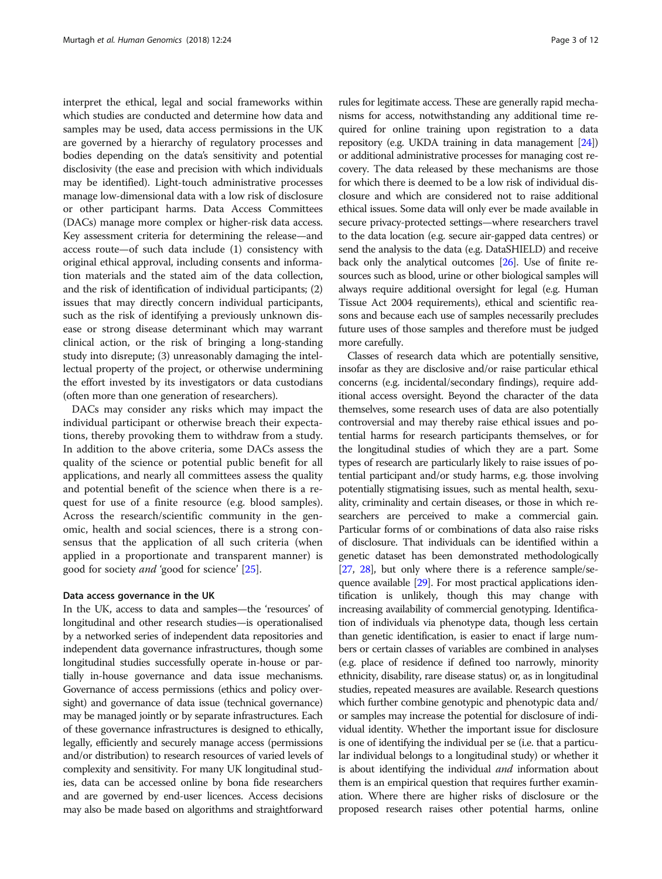interpret the ethical, legal and social frameworks within which studies are conducted and determine how data and samples may be used, data access permissions in the UK are governed by a hierarchy of regulatory processes and bodies depending on the data's sensitivity and potential disclosivity (the ease and precision with which individuals may be identified). Light-touch administrative processes manage low-dimensional data with a low risk of disclosure or other participant harms. Data Access Committees (DACs) manage more complex or higher-risk data access. Key assessment criteria for determining the release—and access route—of such data include (1) consistency with original ethical approval, including consents and information materials and the stated aim of the data collection, and the risk of identification of individual participants; (2) issues that may directly concern individual participants, such as the risk of identifying a previously unknown disease or strong disease determinant which may warrant clinical action, or the risk of bringing a long-standing study into disrepute; (3) unreasonably damaging the intellectual property of the project, or otherwise undermining the effort invested by its investigators or data custodians (often more than one generation of researchers).

DACs may consider any risks which may impact the individual participant or otherwise breach their expectations, thereby provoking them to withdraw from a study. In addition to the above criteria, some DACs assess the quality of the science or potential public benefit for all applications, and nearly all committees assess the quality and potential benefit of the science when there is a request for use of a finite resource (e.g. blood samples). Across the research/scientific community in the genomic, health and social sciences, there is a strong consensus that the application of all such criteria (when applied in a proportionate and transparent manner) is good for society *and* 'good for science' [25].

### Data access governance in the UK

In the UK, access to data and samples—the 'resources' of longitudinal and other research studies—is operationalised by a networked series of independent data repositories and independent data governance infrastructures, though some longitudinal studies successfully operate in-house or partially in-house governance and data issue mechanisms. Governance of access permissions (ethics and policy oversight) and governance of data issue (technical governance) may be managed jointly or by separate infrastructures. Each of these governance infrastructures is designed to ethically, legally, efficiently and securely manage access (permissions and/or distribution) to research resources of varied levels of complexity and sensitivity. For many UK longitudinal studies, data can be accessed online by bona fide researchers and are governed by end-user licences. Access decisions may also be made based on algorithms and straightforward rules for legitimate access. These are generally rapid mechanisms for access, notwithstanding any additional time required for online training upon registration to a data repository (e.g. UKDA training in data management [24]) or additional administrative processes for managing cost recovery. The data released by these mechanisms are those for which there is deemed to be a low risk of individual disclosure and which are considered not to raise additional ethical issues. Some data will only ever be made available in secure privacy-protected settings—where researchers travel to the data location (e.g. secure air-gapped data centres) or send the analysis to the data (e.g. DataSHIELD) and receive back only the analytical outcomes [26]. Use of finite resources such as blood, urine or other biological samples will always require additional oversight for legal (e.g. Human Tissue Act 2004 requirements), ethical and scientific reasons and because each use of samples necessarily precludes future uses of those samples and therefore must be judged more carefully.

Classes of research data which are potentially sensitive, insofar as they are disclosive and/or raise particular ethical concerns (e.g. incidental/secondary findings), require additional access oversight. Beyond the character of the data themselves, some research uses of data are also potentially controversial and may thereby raise ethical issues and potential harms for research participants themselves, or for the longitudinal studies of which they are a part. Some types of research are particularly likely to raise issues of potential participant and/or study harms, e.g. those involving potentially stigmatising issues, such as mental health, sexuality, criminality and certain diseases, or those in which researchers are perceived to make a commercial gain. Particular forms of or combinations of data also raise risks of disclosure. That individuals can be identified within a genetic dataset has been demonstrated methodologically [27, 28], but only where there is a reference sample/sequence available [29]. For most practical applications identification is unlikely, though this may change with increasing availability of commercial genotyping. Identification of individuals via phenotype data, though less certain than genetic identification, is easier to enact if large numbers or certain classes of variables are combined in analyses (e.g. place of residence if defined too narrowly, minority ethnicity, disability, rare disease status) or, as in longitudinal studies, repeated measures are available. Research questions which further combine genotypic and phenotypic data and/or samples may increase the potential for disclosure of individual identity. Whether the important issue for disclosure is one of identifying the individual per se (i.e. that a particular individual belongs to a longitudinal study) or whether it is about identifying the individual *and* information about them is an empirical question that requires further examination. Where there are higher risks of disclosure or the proposed research raises other potential harms, online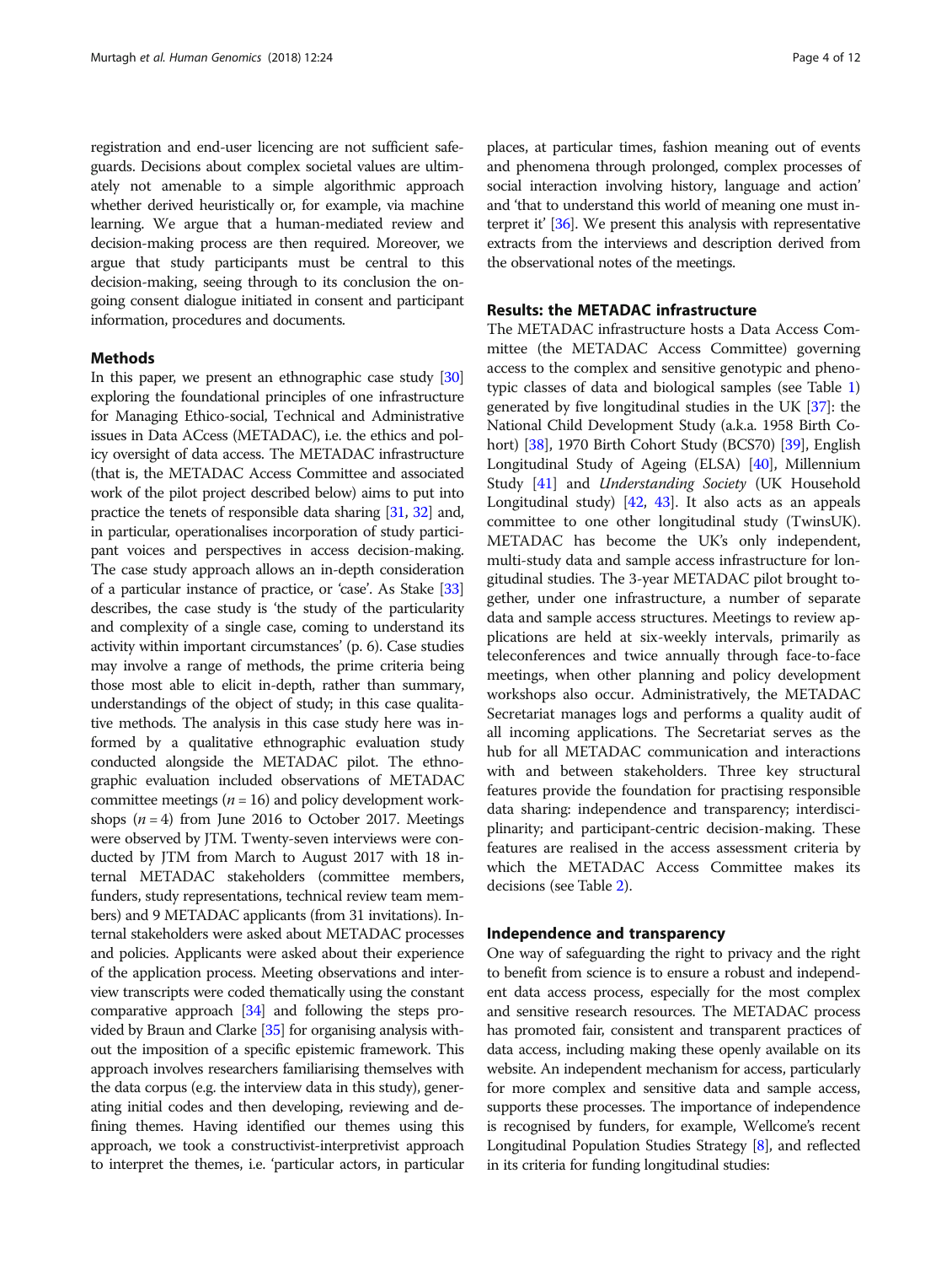registration and end-user licencing are not sufficient safeguards. Decisions about complex societal values are ultimately not amenable to a simple algorithmic approach whether derived heuristically or, for example, via machine learning. We argue that a human-mediated review and decision-making process are then required. Moreover, we argue that study participants must be central to this decision-making, seeing through to its conclusion the ongoing consent dialogue initiated in consent and participant information, procedures and documents.

## Methods

In this paper, we present an ethnographic case study [30] exploring the foundational principles of one infrastructure for Managing Ethico-social, Technical and Administrative issues in Data ACcess (METADAC), i.e. the ethics and policy oversight of data access. The METADAC infrastructure (that is, the METADAC Access Committee and associated work of the pilot project described below) aims to put into practice the tenets of responsible data sharing [31, 32] and, in particular, operationalises incorporation of study participant voices and perspectives in access decision-making. The case study approach allows an in-depth consideration of a particular instance of practice, or 'case'. As Stake [33] describes, the case study is 'the study of the particularity and complexity of a single case, coming to understand its activity within important circumstances' (p. 6). Case studies may involve a range of methods, the prime criteria being those most able to elicit in-depth, rather than summary, understandings of the object of study; in this case qualitative methods. The analysis in this case study here was informed by a qualitative ethnographic evaluation study conducted alongside the METADAC pilot. The ethnographic evaluation included observations of METADAC committee meetings ($n = 16$) and policy development workshops ($n = 4$) from June 2016 to October 2017. Meetings were observed by JTM. Twenty-seven interviews were conducted by JTM from March to August 2017 with 18 internal METADAC stakeholders (committee members, funders, study representations, technical review team members) and 9 METADAC applicants (from 31 invitations). Internal stakeholders were asked about METADAC processes and policies. Applicants were asked about their experience of the application process. Meeting observations and interview transcripts were coded thematically using the constant comparative approach [34] and following the steps provided by Braun and Clarke [35] for organising analysis without the imposition of a specific epistemic framework. This approach involves researchers familiarising themselves with the data corpus (e.g. the interview data in this study), generating initial codes and then developing, reviewing and defining themes. Having identified our themes using this approach, we took a constructivist-interpretivist approach to interpret the themes, i.e. 'particular actors, in particular places, at particular times, fashion meaning out of events and phenomena through prolonged, complex processes of social interaction involving history, language and action' and 'that to understand this world of meaning one must interpret it' [36]. We present this analysis with representative extracts from the interviews and description derived from the observational notes of the meetings.

## Results: the METADAC infrastructure

The METADAC infrastructure hosts a Data Access Committee (the METADAC Access Committee) governing access to the complex and sensitive genotypic and phenotypic classes of data and biological samples (see Table 1) generated by five longitudinal studies in the UK [37]: the National Child Development Study (a.k.a. 1958 Birth Cohort) [38], 1970 Birth Cohort Study (BCS70) [39], English Longitudinal Study of Ageing (ELSA) [40], Millennium Study [41] and *Understanding Society* (UK Household Longitudinal study) [42, 43]. It also acts as an appeals committee to one other longitudinal study (TwinsUK). METADAC has become the UK's only independent, multi-study data and sample access infrastructure for longitudinal studies. The 3-year METADAC pilot brought together, under one infrastructure, a number of separate data and sample access structures. Meetings to review applications are held at six-weekly intervals, primarily as teleconferences and twice annually through face-to-face meetings, when other planning and policy development workshops also occur. Administratively, the METADAC Secretariat manages logs and performs a quality audit of all incoming applications. The Secretariat serves as the hub for all METADAC communication and interactions with and between stakeholders. Three key structural features provide the foundation for practising responsible data sharing: independence and transparency; interdisciplinarity; and participant-centric decision-making. These features are realised in the access assessment criteria by which the METADAC Access Committee makes its decisions (see Table 2).

## Independence and transparency

One way of safeguarding the right to privacy and the right to benefit from science is to ensure a robust and independent data access process, especially for the most complex and sensitive research resources. The METADAC process has promoted fair, consistent and transparent practices of data access, including making these openly available on its website. An independent mechanism for access, particularly for more complex and sensitive data and sample access, supports these processes. The importance of independence is recognised by funders, for example, Wellcome's recent Longitudinal Population Studies Strategy [8], and reflected in its criteria for funding longitudinal studies: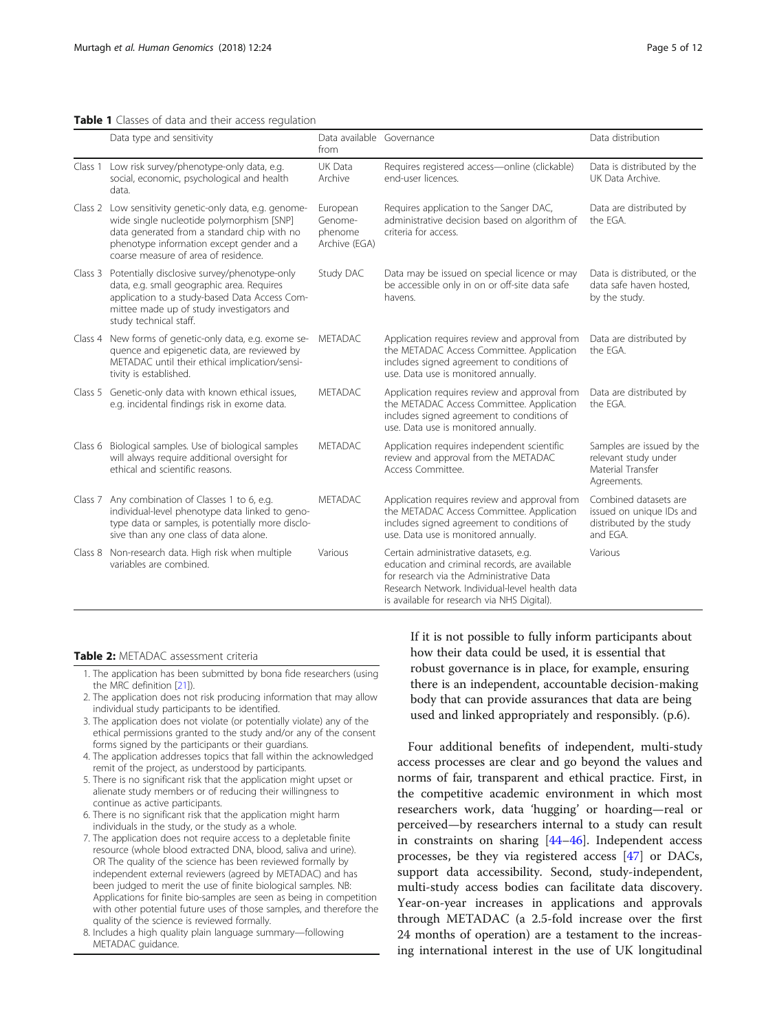**Table 1** Classes of data and their access regulation

| | Data type and sensitivity | Data available from | Governance | Data distribution |
|---|---|---|---|---|
| Class 1 | Low risk survey/phenotype-only data, e.g. social, economic, psychological and health data. | UK Data Archive | Requires registered access—online (clickable) end-user licences. | Data is distributed by the UK Data Archive. |
| Class 2 | Low sensitivity genetic-only data, e.g. genome-wide single nucleotide polymorphism [SNP] data generated from a standard chip with no phenotype information except gender and a coarse measure of area of residence. | European Genome-phenome Archive (EGA) | Requires application to the Sanger DAC, administrative decision based on algorithm of criteria for access. | Data are distributed by the EGA. |
| Class 3 | Potentially disclosive survey/phenotype-only data, e.g. small geographic area. Requires application to a study-based Data Access Committee made up of study investigators and study technical staff. | Study DAC | Data may be issued on special licence or may be accessible only in on or off-site data safe havens. | Data is distributed, or the data safe haven hosted, by the study. |
| Class 4 | New forms of genetic-only data, e.g. exome sequence and epigenetic data, are reviewed by METADAC until their ethical implication/sensitivity is established. | METADAC | Application requires review and approval from the METADAC Access Committee. Application includes signed agreement to conditions of use. Data use is monitored annually. | Data are distributed by the EGA. |
| Class 5 | Genetic-only data with known ethical issues, e.g. incidental findings risk in exome data. | METADAC | Application requires review and approval from the METADAC Access Committee. Application includes signed agreement to conditions of use. Data use is monitored annually. | Data are distributed by the EGA. |
| Class 6 | Biological samples. Use of biological samples will always require additional oversight for ethical and scientific reasons. | METADAC | Application requires independent scientific review and approval from the METADAC Access Committee. | Samples are issued by the relevant study under Material Transfer Agreements. |
| Class 7 | Any combination of Classes 1 to 6, e.g. individual-level phenotype data linked to genotype data or samples, is potentially more disclosive than any one class of data alone. | METADAC | Application requires review and approval from the METADAC Access Committee. Application includes signed agreement to conditions of use. Data use is monitored annually. | Combined datasets are issued on unique IDs and distributed by the study and EGA. |
| Class 8 | Non-research data. High risk when multiple variables are combined. | Various | Certain administrative datasets, e.g. education and criminal records, are available for research via the Administrative Data Research Network. Individual-level health data is available for research via NHS Digital). | Various |

**Table 2:** METADAC assessment criteria

1. The application has been submitted by bona fide researchers (using the MRC definition [21]).
2. The application does not risk producing information that may allow individual study participants to be identified.
3. The application does not violate (or potentially violate) any of the ethical permissions granted to the study and/or any of the consent forms signed by the participants or their guardians.
4. The application addresses topics that fall within the acknowledged remit of the project, as understood by participants.
5. There is no significant risk that the application might upset or alienate study members or of reducing their willingness to continue as active participants.
6. There is no significant risk that the application might harm individuals in the study, or the study as a whole.
7. The application does not require access to a depletable finite resource (whole blood extracted DNA, blood, saliva and urine). OR The quality of the science has been reviewed formally by independent external reviewers (agreed by METADAC) and has been judged to merit the use of finite biological samples. NB: Applications for finite bio-samples are seen as being in competition with other potential future uses of those samples, and therefore the quality of the science is reviewed formally.
8. Includes a high quality plain language summary—following METADAC guidance.

> If it is not possible to fully inform participants about how their data could be used, it is essential that robust governance is in place, for example, ensuring there is an independent, accountable decision-making body that can provide assurances that data are being used and linked appropriately and responsibly. (p.6).

Four additional benefits of independent, multi-study access processes are clear and go beyond the values and norms of fair, transparent and ethical practice. First, in the competitive academic environment in which most researchers work, data 'hugging' or hoarding—real or perceived—by researchers internal to a study can result in constraints on sharing [44–46]. Independent access processes, be they via registered access [47] or DACs, support data accessibility. Second, study-independent, multi-study access bodies can facilitate data discovery. Year-on-year increases in applications and approvals through METADAC (a 2.5-fold increase over the first 24 months of operation) are a testament to the increasing international interest in the use of UK longitudinal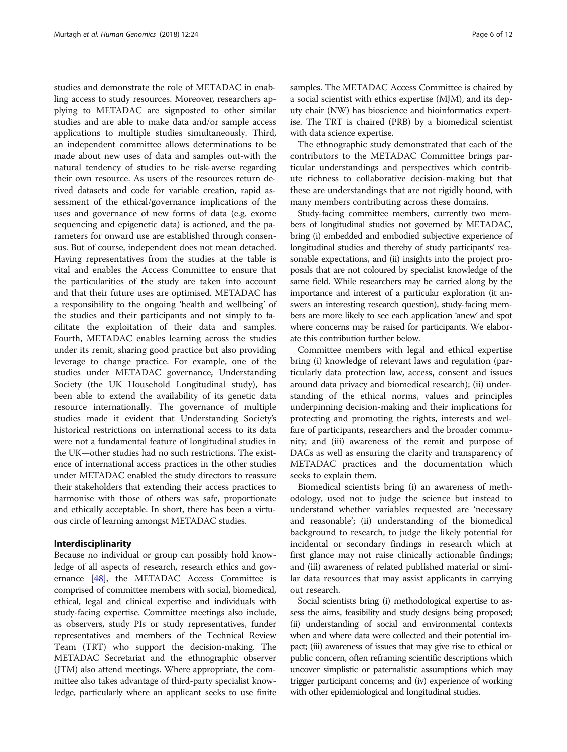studies and demonstrate the role of METADAC in enabling access to study resources. Moreover, researchers applying to METADAC are signposted to other similar studies and are able to make data and/or sample access applications to multiple studies simultaneously. Third, an independent committee allows determinations to be made about new uses of data and samples out-with the natural tendency of studies to be risk-averse regarding their own resource. As users of the resources return derived datasets and code for variable creation, rapid assessment of the ethical/governance implications of the uses and governance of new forms of data (e.g. exome sequencing and epigenetic data) is actioned, and the parameters for onward use are established through consensus. But of course, independent does not mean detached. Having representatives from the studies at the table is vital and enables the Access Committee to ensure that the particularities of the study are taken into account and that their future uses are optimised. METADAC has a responsibility to the ongoing 'health and wellbeing' of the studies and their participants and not simply to facilitate the exploitation of their data and samples. Fourth, METADAC enables learning across the studies under its remit, sharing good practice but also providing leverage to change practice. For example, one of the studies under METADAC governance, Understanding Society (the UK Household Longitudinal study), has been able to extend the availability of its genetic data resource internationally. The governance of multiple studies made it evident that Understanding Society's historical restrictions on international access to its data were not a fundamental feature of longitudinal studies in the UK—other studies had no such restrictions. The existence of international access practices in the other studies under METADAC enabled the study directors to reassure their stakeholders that extending their access practices to harmonise with those of others was safe, proportionate and ethically acceptable. In short, there has been a virtuous circle of learning amongst METADAC studies.

## Interdisciplinarity

Because no individual or group can possibly hold knowledge of all aspects of research, research ethics and governance [48], the METADAC Access Committee is comprised of committee members with social, biomedical, ethical, legal and clinical expertise and individuals with study-facing expertise. Committee meetings also include, as observers, study PIs or study representatives, funder representatives and members of the Technical Review Team (TRT) who support the decision-making. The METADAC Secretariat and the ethnographic observer (JTM) also attend meetings. Where appropriate, the committee also takes advantage of third-party specialist knowledge, particularly where an applicant seeks to use finite samples. The METADAC Access Committee is chaired by a social scientist with ethics expertise (MJM), and its deputy chair (NW) has bioscience and bioinformatics expertise. The TRT is chaired (PRB) by a biomedical scientist with data science expertise.

The ethnographic study demonstrated that each of the contributors to the METADAC Committee brings particular understandings and perspectives which contribute richness to collaborative decision-making but that these are understandings that are not rigidly bound, with many members contributing across these domains.

Study-facing committee members, currently two members of longitudinal studies not governed by METADAC, bring (i) embedded and embodied subjective experience of longitudinal studies and thereby of study participants' reasonable expectations, and (ii) insights into the project proposals that are not coloured by specialist knowledge of the same field. While researchers may be carried along by the importance and interest of a particular exploration (it answers an interesting research question), study-facing members are more likely to see each application 'anew' and spot where concerns may be raised for participants. We elaborate this contribution further below.

Committee members with legal and ethical expertise bring (i) knowledge of relevant laws and regulation (particularly data protection law, access, consent and issues around data privacy and biomedical research); (ii) understanding of the ethical norms, values and principles underpinning decision-making and their implications for protecting and promoting the rights, interests and welfare of participants, researchers and the broader community; and (iii) awareness of the remit and purpose of DACs as well as ensuring the clarity and transparency of METADAC practices and the documentation which seeks to explain them.

Biomedical scientists bring (i) an awareness of methodology, used not to judge the science but instead to understand whether variables requested are 'necessary and reasonable'; (ii) understanding of the biomedical background to research, to judge the likely potential for incidental or secondary findings in research which at first glance may not raise clinically actionable findings; and (iii) awareness of related published material or similar data resources that may assist applicants in carrying out research.

Social scientists bring (i) methodological expertise to assess the aims, feasibility and study designs being proposed; (ii) understanding of social and environmental contexts when and where data were collected and their potential impact; (iii) awareness of issues that may give rise to ethical or public concern, often reframing scientific descriptions which uncover simplistic or paternalistic assumptions which may trigger participant concerns; and (iv) experience of working with other epidemiological and longitudinal studies.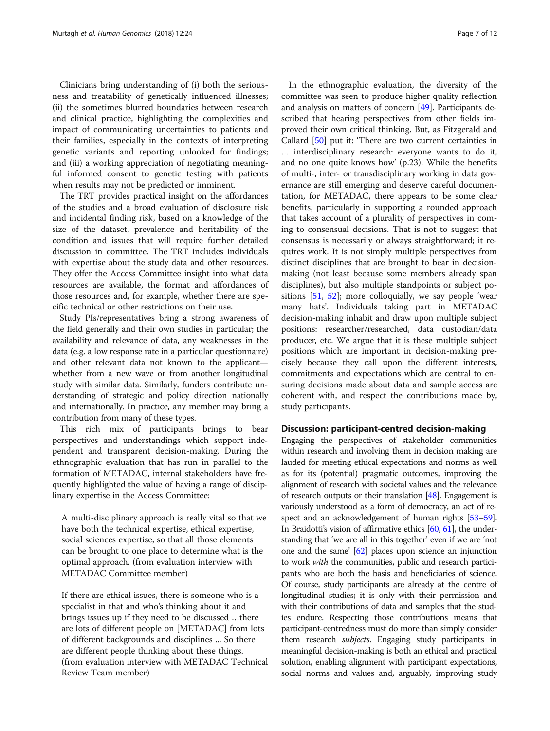Clinicians bring understanding of (i) both the seriousness and treatability of genetically influenced illnesses; (ii) the sometimes blurred boundaries between research and clinical practice, highlighting the complexities and impact of communicating uncertainties to patients and their families, especially in the contexts of interpreting genetic variants and reporting unlooked for findings; and (iii) a working appreciation of negotiating meaningful informed consent to genetic testing with patients when results may not be predicted or imminent.

The TRT provides practical insight on the affordances of the studies and a broad evaluation of disclosure risk and incidental finding risk, based on a knowledge of the size of the dataset, prevalence and heritability of the condition and issues that will require further detailed discussion in committee. The TRT includes individuals with expertise about the study data and other resources. They offer the Access Committee insight into what data resources are available, the format and affordances of those resources and, for example, whether there are specific technical or other restrictions on their use.

Study PIs/representatives bring a strong awareness of the field generally and their own studies in particular; the availability and relevance of data, any weaknesses in the data (e.g. a low response rate in a particular questionnaire) and other relevant data not known to the applicant—whether from a new wave or from another longitudinal study with similar data. Similarly, funders contribute understanding of strategic and policy direction nationally and internationally. In practice, any member may bring a contribution from many of these types.

This rich mix of participants brings to bear perspectives and understandings which support independent and transparent decision-making. During the ethnographic evaluation that has run in parallel to the formation of METADAC, internal stakeholders have frequently highlighted the value of having a range of disciplinary expertise in the Access Committee:

> A multi-disciplinary approach is really vital so that we have both the technical expertise, ethical expertise, social sciences expertise, so that all those elements can be brought to one place to determine what is the optimal approach. (from evaluation interview with METADAC Committee member)

> If there are ethical issues, there is someone who is a specialist in that and who's thinking about it and brings issues up if they need to be discussed …there are lots of different people on [METADAC] from lots of different backgrounds and disciplines ... So there are different people thinking about these things. (from evaluation interview with METADAC Technical Review Team member)

In the ethnographic evaluation, the diversity of the committee was seen to produce higher quality reflection and analysis on matters of concern [49]. Participants described that hearing perspectives from other fields improved their own critical thinking. But, as Fitzgerald and Callard [50] put it: 'There are two current certainties in … interdisciplinary research: everyone wants to do it, and no one quite knows how' (p.23). While the benefits of multi-, inter- or transdisciplinary working in data governance are still emerging and deserve careful documentation, for METADAC, there appears to be some clear benefits, particularly in supporting a rounded approach that takes account of a plurality of perspectives in coming to consensual decisions. That is not to suggest that consensus is necessarily or always straightforward; it requires work. It is not simply multiple perspectives from distinct disciplines that are brought to bear in decision-making (not least because some members already span disciplines), but also multiple standpoints or subject positions [51, 52]; more colloquially, we say people 'wear many hats'. Individuals taking part in METADAC decision-making inhabit and draw upon multiple subject positions: researcher/researched, data custodian/data producer, etc. We argue that it is these multiple subject positions which are important in decision-making precisely because they call upon the different interests, commitments and expectations which are central to ensuring decisions made about data and sample access are coherent with, and respect the contributions made by, study participants.

## Discussion: participant-centred decision-making

Engaging the perspectives of stakeholder communities within research and involving them in decision making are lauded for meeting ethical expectations and norms as well as for its (potential) pragmatic outcomes, improving the alignment of research with societal values and the relevance of research outputs or their translation [48]. Engagement is variously understood as a form of democracy, an act of respect and an acknowledgement of human rights [53–59]. In Braidotti's vision of affirmative ethics [60, 61], the understanding that 'we are all in this together' even if we are 'not one and the same' [62] places upon science an injunction to work *with* the communities, public and research participants who are both the basis and beneficiaries of science. Of course, study participants are already at the centre of longitudinal studies; it is only with their permission and with their contributions of data and samples that the studies endure. Respecting those contributions means that participant-centredness must do more than simply consider them research *subjects*. Engaging study participants in meaningful decision-making is both an ethical and practical solution, enabling alignment with participant expectations, social norms and values and, arguably, improving study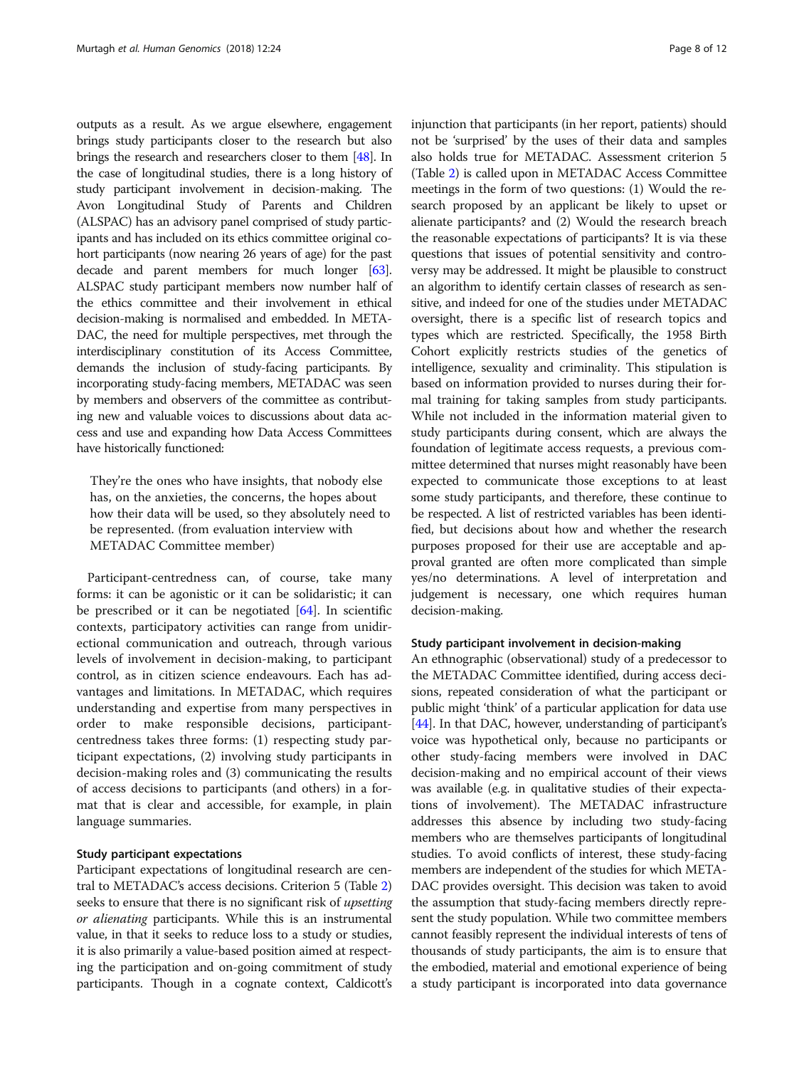outputs as a result. As we argue elsewhere, engagement brings study participants closer to the research but also brings the research and researchers closer to them [48]. In the case of longitudinal studies, there is a long history of study participant involvement in decision-making. The Avon Longitudinal Study of Parents and Children (ALSPAC) has an advisory panel comprised of study participants and has included on its ethics committee original cohort participants (now nearing 26 years of age) for the past decade and parent members for much longer [63]. ALSPAC study participant members now number half of the ethics committee and their involvement in ethical decision-making is normalised and embedded. In METADAC, the need for multiple perspectives, met through the interdisciplinary constitution of its Access Committee, demands the inclusion of study-facing participants. By incorporating study-facing members, METADAC was seen by members and observers of the committee as contributing new and valuable voices to discussions about data access and use and expanding how Data Access Committees have historically functioned:

> They're the ones who have insights, that nobody else has, on the anxieties, the concerns, the hopes about how their data will be used, so they absolutely need to be represented. (from evaluation interview with METADAC Committee member)

Participant-centredness can, of course, take many forms: it can be agonistic or it can be solidaristic; it can be prescribed or it can be negotiated [64]. In scientific contexts, participatory activities can range from unidirectional communication and outreach, through various levels of involvement in decision-making, to participant control, as in citizen science endeavours. Each has advantages and limitations. In METADAC, which requires understanding and expertise from many perspectives in order to make responsible decisions, participant-centredness takes three forms: (1) respecting study participant expectations, (2) involving study participants in decision-making roles and (3) communicating the results of access decisions to participants (and others) in a format that is clear and accessible, for example, in plain language summaries.

### Study participant expectations

Participant expectations of longitudinal research are central to METADAC's access decisions. Criterion 5 (Table 2) seeks to ensure that there is no significant risk of *upsetting or alienating* participants. While this is an instrumental value, in that it seeks to reduce loss to a study or studies, it is also primarily a value-based position aimed at respecting the participation and on-going commitment of study participants. Though in a cognate context, Caldicott's injunction that participants (in her report, patients) should not be 'surprised' by the uses of their data and samples also holds true for METADAC. Assessment criterion 5 (Table 2) is called upon in METADAC Access Committee meetings in the form of two questions: (1) Would the research proposed by an applicant be likely to upset or alienate participants? and (2) Would the research breach the reasonable expectations of participants? It is via these questions that issues of potential sensitivity and controversy may be addressed. It might be plausible to construct an algorithm to identify certain classes of research as sensitive, and indeed for one of the studies under METADAC oversight, there is a specific list of research topics and types which are restricted. Specifically, the 1958 Birth Cohort explicitly restricts studies of the genetics of intelligence, sexuality and criminality. This stipulation is based on information provided to nurses during their formal training for taking samples from study participants. While not included in the information material given to study participants during consent, which are always the foundation of legitimate access requests, a previous committee determined that nurses might reasonably have been expected to communicate those exceptions to at least some study participants, and therefore, these continue to be respected. A list of restricted variables has been identified, but decisions about how and whether the research purposes proposed for their use are acceptable and approval granted are often more complicated than simple yes/no determinations. A level of interpretation and judgement is necessary, one which requires human decision-making.

### Study participant involvement in decision-making

An ethnographic (observational) study of a predecessor to the METADAC Committee identified, during access decisions, repeated consideration of what the participant or public might 'think' of a particular application for data use [44]. In that DAC, however, understanding of participant's voice was hypothetical only, because no participants or other study-facing members were involved in DAC decision-making and no empirical account of their views was available (e.g. in qualitative studies of their expectations of involvement). The METADAC infrastructure addresses this absence by including two study-facing members who are themselves participants of longitudinal studies. To avoid conflicts of interest, these study-facing members are independent of the studies for which METADAC provides oversight. This decision was taken to avoid the assumption that study-facing members directly represent the study population. While two committee members cannot feasibly represent the individual interests of tens of thousands of study participants, the aim is to ensure that the embodied, material and emotional experience of being a study participant is incorporated into data governance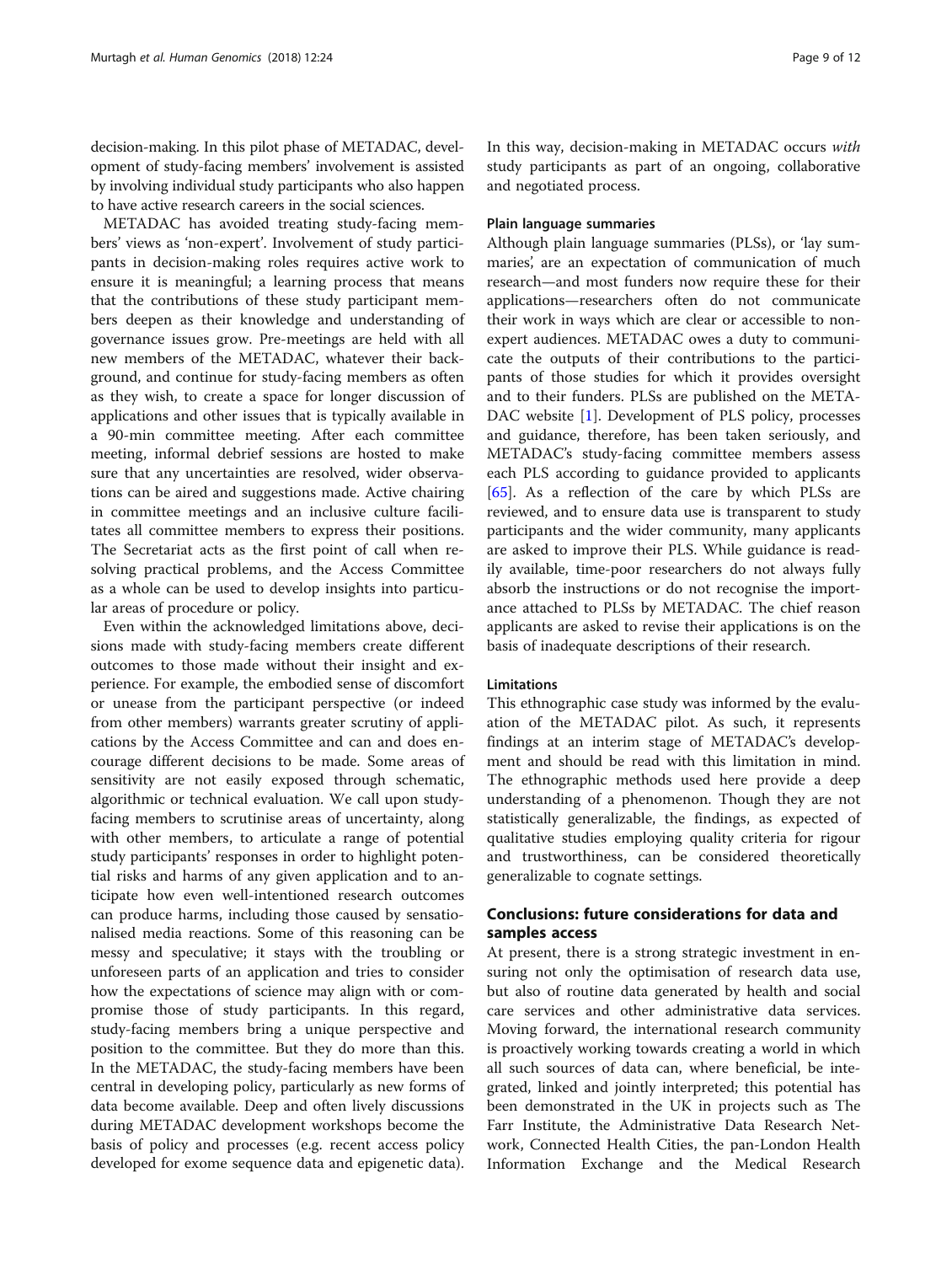decision-making. In this pilot phase of METADAC, development of study-facing members' involvement is assisted by involving individual study participants who also happen to have active research careers in the social sciences.

METADAC has avoided treating study-facing members' views as 'non-expert'. Involvement of study participants in decision-making roles requires active work to ensure it is meaningful; a learning process that means that the contributions of these study participant members deepen as their knowledge and understanding of governance issues grow. Pre-meetings are held with all new members of the METADAC, whatever their background, and continue for study-facing members as often as they wish, to create a space for longer discussion of applications and other issues that is typically available in a 90-min committee meeting. After each committee meeting, informal debrief sessions are hosted to make sure that any uncertainties are resolved, wider observations can be aired and suggestions made. Active chairing in committee meetings and an inclusive culture facilitates all committee members to express their positions. The Secretariat acts as the first point of call when resolving practical problems, and the Access Committee as a whole can be used to develop insights into particular areas of procedure or policy.

Even within the acknowledged limitations above, decisions made with study-facing members create different outcomes to those made without their insight and experience. For example, the embodied sense of discomfort or unease from the participant perspective (or indeed from other members) warrants greater scrutiny of applications by the Access Committee and can and does encourage different decisions to be made. Some areas of sensitivity are not easily exposed through schematic, algorithmic or technical evaluation. We call upon study-facing members to scrutinise areas of uncertainty, along with other members, to articulate a range of potential study participants' responses in order to highlight potential risks and harms of any given application and to anticipate how even well-intentioned research outcomes can produce harms, including those caused by sensationalised media reactions. Some of this reasoning can be messy and speculative; it stays with the troubling or unforeseen parts of an application and tries to consider how the expectations of science may align with or compromise those of study participants. In this regard, study-facing members bring a unique perspective and position to the committee. But they do more than this. In the METADAC, the study-facing members have been central in developing policy, particularly as new forms of data become available. Deep and often lively discussions during METADAC development workshops become the basis of policy and processes (e.g. recent access policy developed for exome sequence data and epigenetic data). In this way, decision-making in METADAC occurs *with* study participants as part of an ongoing, collaborative and negotiated process.

### Plain language summaries

Although plain language summaries (PLSs), or 'lay summaries', are an expectation of communication of much research—and most funders now require these for their applications—researchers often do not communicate their work in ways which are clear or accessible to non-expert audiences. METADAC owes a duty to communicate the outputs of their contributions to the participants of those studies for which it provides oversight and to their funders. PLSs are published on the METADAC website [1]. Development of PLS policy, processes and guidance, therefore, has been taken seriously, and METADAC's study-facing committee members assess each PLS according to guidance provided to applicants [65]. As a reflection of the care by which PLSs are reviewed, and to ensure data use is transparent to study participants and the wider community, many applicants are asked to improve their PLS. While guidance is readily available, time-poor researchers do not always fully absorb the instructions or do not recognise the importance attached to PLSs by METADAC. The chief reason applicants are asked to revise their applications is on the basis of inadequate descriptions of their research.

### Limitations

This ethnographic case study was informed by the evaluation of the METADAC pilot. As such, it represents findings at an interim stage of METADAC's development and should be read with this limitation in mind. The ethnographic methods used here provide a deep understanding of a phenomenon. Though they are not statistically generalizable, the findings, as expected of qualitative studies employing quality criteria for rigour and trustworthiness, can be considered theoretically generalizable to cognate settings.

## Conclusions: future considerations for data and samples access

At present, there is a strong strategic investment in ensuring not only the optimisation of research data use, but also of routine data generated by health and social care services and other administrative data services. Moving forward, the international research community is proactively working towards creating a world in which all such sources of data can, where beneficial, be integrated, linked and jointly interpreted; this potential has been demonstrated in the UK in projects such as The Farr Institute, the Administrative Data Research Network, Connected Health Cities, the pan-London Health Information Exchange and the Medical Research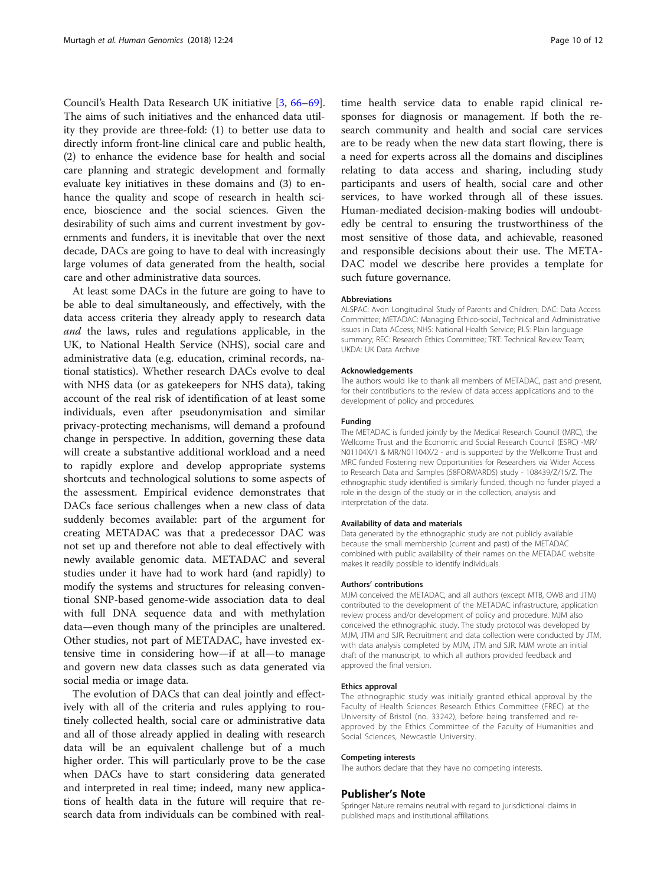Council's Health Data Research UK initiative [3, 66–69]. The aims of such initiatives and the enhanced data utility they provide are three-fold: (1) to better use data to directly inform front-line clinical care and public health, (2) to enhance the evidence base for health and social care planning and strategic development and formally evaluate key initiatives in these domains and (3) to enhance the quality and scope of research in health science, bioscience and the social sciences. Given the desirability of such aims and current investment by governments and funders, it is inevitable that over the next decade, DACs are going to have to deal with increasingly large volumes of data generated from the health, social care and other administrative data sources.

At least some DACs in the future are going to have to be able to deal simultaneously, and effectively, with the data access criteria they already apply to research data *and* the laws, rules and regulations applicable, in the UK, to National Health Service (NHS), social care and administrative data (e.g. education, criminal records, national statistics). Whether research DACs evolve to deal with NHS data (or as gatekeepers for NHS data), taking account of the real risk of identification of at least some individuals, even after pseudonymisation and similar privacy-protecting mechanisms, will demand a profound change in perspective. In addition, governing these data will create a substantive additional workload and a need to rapidly explore and develop appropriate systems shortcuts and technological solutions to some aspects of the assessment. Empirical evidence demonstrates that DACs face serious challenges when a new class of data suddenly becomes available: part of the argument for creating METADAC was that a predecessor DAC was not set up and therefore not able to deal effectively with newly available genomic data. METADAC and several studies under it have had to work hard (and rapidly) to modify the systems and structures for releasing conventional SNP-based genome-wide association data to deal with full DNA sequence data and with methylation data—even though many of the principles are unaltered. Other studies, not part of METADAC, have invested extensive time in considering how—if at all—to manage and govern new data classes such as data generated via social media or image data.

The evolution of DACs that can deal jointly and effectively with all of the criteria and rules applying to routinely collected health, social care or administrative data and all of those already applied in dealing with research data will be an equivalent challenge but of a much higher order. This will particularly prove to be the case when DACs have to start considering data generated and interpreted in real time; indeed, many new applications of health data in the future will require that research data from individuals can be combined with real-time health service data to enable rapid clinical responses for diagnosis or management. If both the research community and health and social care services are to be ready when the new data start flowing, there is a need for experts across all the domains and disciplines relating to data access and sharing, including study participants and users of health, social care and other services, to have worked through all of these issues. Human-mediated decision-making bodies will undoubtedly be central to ensuring the trustworthiness of the most sensitive of those data, and achievable, reasoned and responsible decisions about their use. The METADAC model we describe here provides a template for such future governance.

### Abbreviations

ALSPAC: Avon Longitudinal Study of Parents and Children; DAC: Data Access Committee; METADAC: Managing Ethico-social, Technical and Administrative issues in Data ACcess; NHS: National Health Service; PLS: Plain language summary; REC: Research Ethics Committee; TRT: Technical Review Team; UKDA: UK Data Archive

### Acknowledgements

The authors would like to thank all members of METADAC, past and present, for their contributions to the review of data access applications and to the development of policy and procedures.

### Funding

The METADAC is funded jointly by the Medical Research Council (MRC), the Wellcome Trust and the Economic and Social Research Council (ESRC) -MR/N01104X/1 & MR/N01104X/2 - and is supported by the Wellcome Trust and MRC funded Fostering new Opportunities for Researchers via Wider Access to Research Data and Samples (58FORWARDS) study - 108439/Z/15/Z. The ethnographic study identified is similarly funded, though no funder played a role in the design of the study or in the collection, analysis and interpretation of the data.

### Availability of data and materials

Data generated by the ethnographic study are not publicly available because the small membership (current and past) of the METADAC combined with public availability of their names on the METADAC website makes it readily possible to identify individuals.

### Authors' contributions

MJM conceived the METADAC, and all authors (except MTB, OWB and JTM) contributed to the development of the METADAC infrastructure, application review process and/or development of policy and procedure. MJM also conceived the ethnographic study. The study protocol was developed by MJM, JTM and SJR. Recruitment and data collection were conducted by JTM, with data analysis completed by MJM, JTM and SJR. MJM wrote an initial draft of the manuscript, to which all authors provided feedback and approved the final version.

### Ethics approval

The ethnographic study was initially granted ethical approval by the Faculty of Health Sciences Research Ethics Committee (FREC) at the University of Bristol (no. 33242), before being transferred and re-approved by the Ethics Committee of the Faculty of Humanities and Social Sciences, Newcastle University.

### Competing interests

The authors declare that they have no competing interests.

## Publisher's Note

Springer Nature remains neutral with regard to jurisdictional claims in published maps and institutional affiliations.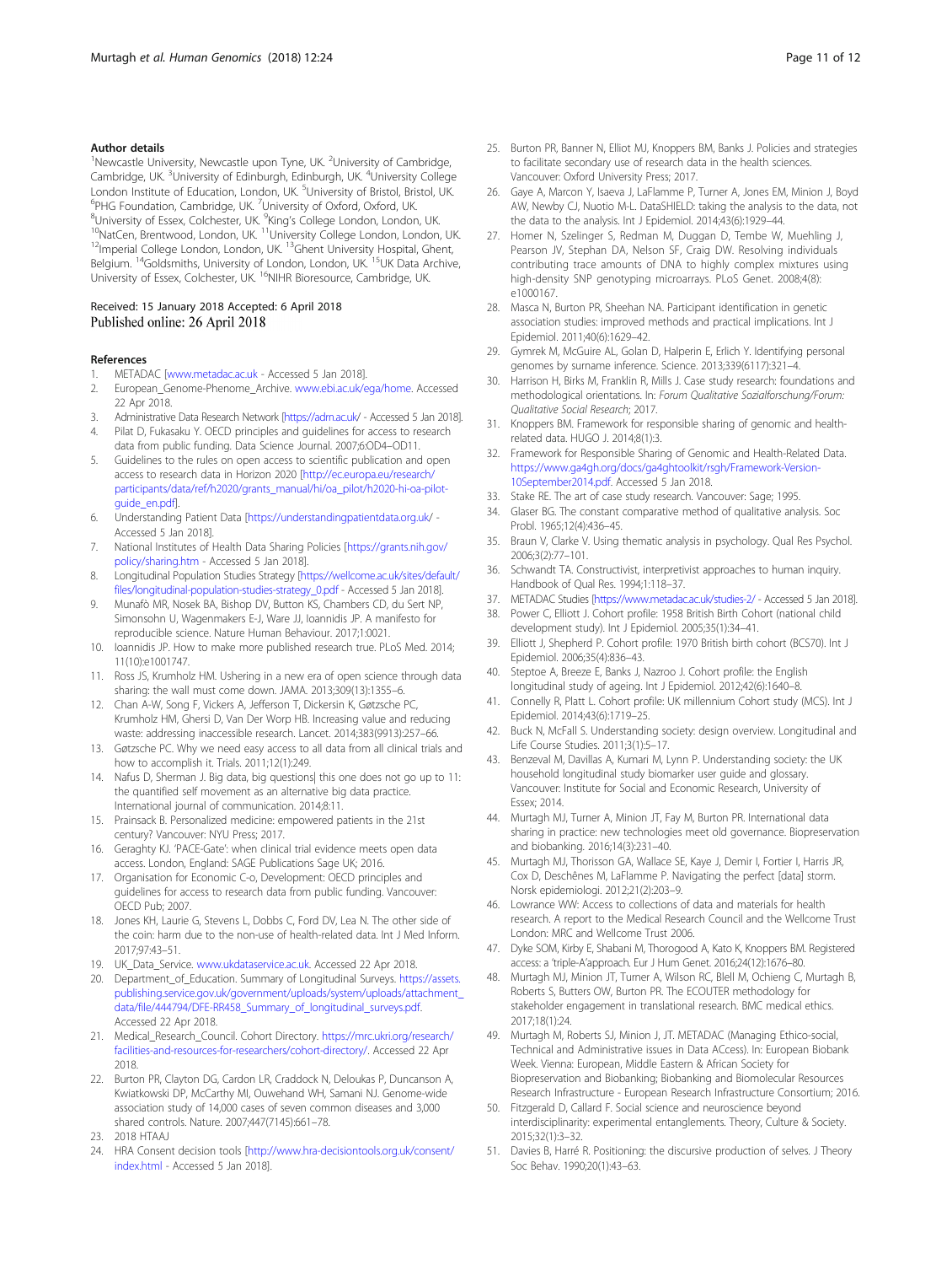## Author details

[1]Newcastle University, Newcastle upon Tyne, UK. [2]University of Cambridge, Cambridge, UK. [3]University of Edinburgh, Edinburgh, UK. [4]University College London Institute of Education, London, UK. [5]University of Bristol, Bristol, UK. [6]PHG Foundation, Cambridge, UK. [7]University of Oxford, Oxford, UK. [8]University of Essex, Colchester, UK. [9]King's College London, London, UK. [10]NatCen, Brentwood, London, UK. [11]University College London, London, UK. [12]Imperial College London, London, UK. [13]Ghent University Hospital, Ghent, Belgium. [14]Goldsmiths, University of London, London, UK. [15]UK Data Archive, University of Essex, Colchester, UK. [16]NIHR Bioresource, Cambridge, UK.

Received: 15 January 2018 Accepted: 6 April 2018
Published online: 26 April 2018

## References

1. METADAC [www.metadac.ac.uk - Accessed 5 Jan 2018].
2. European_Genome-Phenome_Archive. www.ebi.ac.uk/ega/home. Accessed 22 Apr 2018.
3. Administrative Data Research Network [https://adrn.ac.uk/ - Accessed 5 Jan 2018].
4. Pilat D, Fukasaku Y. OECD principles and guidelines for access to research data from public funding. Data Science Journal. 2007;6:OD4–OD11.
5. Guidelines to the rules on open access to scientific publication and open access to research data in Horizon 2020 [http://ec.europa.eu/research/participants/data/ref/h2020/grants_manual/hi/oa_pilot/h2020-hi-oa-pilot-guide_en.pdf].
6. Understanding Patient Data [https://understandingpatientdata.org.uk/ - Accessed 5 Jan 2018].
7. National Institutes of Health Data Sharing Policies [https://grants.nih.gov/policy/sharing.htm - Accessed 5 Jan 2018].
8. Longitudinal Population Studies Strategy [https://wellcome.ac.uk/sites/default/files/longitudinal-population-studies-strategy_0.pdf - Accessed 5 Jan 2018].
9. Munafò MR, Nosek BA, Bishop DV, Button KS, Chambers CD, du Sert NP, Simonsohn U, Wagenmakers E-J, Ware JJ, Ioannidis JP. A manifesto for reproducible science. Nature Human Behaviour. 2017;1:0021.
10. Ioannidis JP. How to make more published research true. PLoS Med. 2014; 11(10):e1001747.
11. Ross JS, Krumholz HM. Ushering in a new era of open science through data sharing: the wall must come down. JAMA. 2013;309(13):1355–6.
12. Chan A-W, Song F, Vickers A, Jefferson T, Dickersin K, Gøtzsche PC, Krumholz HM, Ghersi D, Van Der Worp HB. Increasing value and reducing waste: addressing inaccessible research. Lancet. 2014;383(9913):257–66.
13. Gøtzsche PC. Why we need easy access to all data from all clinical trials and how to accomplish it. Trials. 2011;12(1):249.
14. Nafus D, Sherman J. Big data, big questions| this one does not go up to 11: the quantified self movement as an alternative big data practice. International journal of communication. 2014;8:11.
15. Prainsack B. Personalized medicine: empowered patients in the 21st century? Vancouver: NYU Press; 2017.
16. Geraghty KJ. 'PACE-Gate': when clinical trial evidence meets open data access. London, England: SAGE Publications Sage UK; 2016.
17. Organisation for Economic C-o, Development: OECD principles and guidelines for access to research data from public funding. Vancouver: OECD Pub; 2007.
18. Jones KH, Laurie G, Stevens L, Dobbs C, Ford DV, Lea N. The other side of the coin: harm due to the non-use of health-related data. Int J Med Inform. 2017;97:43–51.
19. UK_Data_Service. www.ukdataservice.ac.uk. Accessed 22 Apr 2018.
20. Department_of_Education. Summary of Longitudinal Surveys. https://assets.publishing.service.gov.uk/government/uploads/system/uploads/attachment_data/file/444794/DFE-RR458_Summary_of_longitudinal_surveys.pdf. Accessed 22 Apr 2018.
21. Medical_Research_Council. Cohort Directory. https://mrc.ukri.org/research/facilities-and-resources-for-researchers/cohort-directory/. Accessed 22 Apr 2018.
22. Burton PR, Clayton DG, Cardon LR, Craddock N, Deloukas P, Duncanson A, Kwiatkowski DP, McCarthy MI, Ouwehand WH, Samani NJ. Genome-wide association study of 14,000 cases of seven common diseases and 3,000 shared controls. Nature. 2007;447(7145):661–78.
23. 2018 HTAAJ
24. HRA Consent decision tools [http://www.hra-decisiontools.org.uk/consent/index.html - Accessed 5 Jan 2018].
25. Burton PR, Banner N, Elliot MJ, Knoppers BM, Banks J. Policies and strategies to facilitate secondary use of research data in the health sciences. Vancouver: Oxford University Press; 2017.
26. Gaye A, Marcon Y, Isaeva J, LaFlamme P, Turner A, Jones EM, Minion J, Boyd AW, Newby CJ, Nuotio M-L. DataSHIELD: taking the analysis to the data, not the data to the analysis. Int J Epidemiol. 2014;43(6):1929–44.
27. Homer N, Szelinger S, Redman M, Duggan D, Tembe W, Muehling J, Pearson JV, Stephan DA, Nelson SF, Craig DW. Resolving individuals contributing trace amounts of DNA to highly complex mixtures using high-density SNP genotyping microarrays. PLoS Genet. 2008;4(8): e1000167.
28. Masca N, Burton PR, Sheehan NA. Participant identification in genetic association studies: improved methods and practical implications. Int J Epidemiol. 2011;40(6):1629–42.
29. Gymrek M, McGuire AL, Golan D, Halperin E, Erlich Y. Identifying personal genomes by surname inference. Science. 2013;339(6117):321–4.
30. Harrison H, Birks M, Franklin R, Mills J. Case study research: foundations and methodological orientations. In: *Forum Qualitative Sozialforschung/Forum: Qualitative Social Research*; 2017.
31. Knoppers BM. Framework for responsible sharing of genomic and health-related data. HUGO J. 2014;8(1):3.
32. Framework for Responsible Sharing of Genomic and Health-Related Data. https://www.ga4gh.org/docs/ga4ghtoolkit/rsgh/Framework-Version-10September2014.pdf. Accessed 5 Jan 2018.
33. Stake RE. The art of case study research. Vancouver: Sage; 1995.
34. Glaser BG. The constant comparative method of qualitative analysis. Soc Probl. 1965;12(4):436–45.
35. Braun V, Clarke V. Using thematic analysis in psychology. Qual Res Psychol. 2006;3(2):77–101.
36. Schwandt TA. Constructivist, interpretivist approaches to human inquiry. Handbook of Qual Res. 1994;1:118–37.
37. METADAC Studies [https://www.metadac.ac.uk/studies-2/ - Accessed 5 Jan 2018].
38. Power C, Elliott J. Cohort profile: 1958 British Birth Cohort (national child development study). Int J Epidemiol. 2005;35(1):34–41.
39. Elliott J, Shepherd P. Cohort profile: 1970 British birth cohort (BCS70). Int J Epidemiol. 2006;35(4):836–43.
40. Steptoe A, Breeze E, Banks J, Nazroo J. Cohort profile: the English longitudinal study of ageing. Int J Epidemiol. 2012;42(6):1640–8.
41. Connelly R, Platt L. Cohort profile: UK millennium Cohort study (MCS). Int J Epidemiol. 2014;43(6):1719–25.
42. Buck N, McFall S. Understanding society: design overview. Longitudinal and Life Course Studies. 2011;3(1):5–17.
43. Benzeval M, Davillas A, Kumari M, Lynn P. Understanding society: the UK household longitudinal study biomarker user guide and glossary. Vancouver: Institute for Social and Economic Research, University of Essex; 2014.
44. Murtagh MJ, Turner A, Minion JT, Fay M, Burton PR. International data sharing in practice: new technologies meet old governance. Biopreservation and biobanking. 2016;14(3):231–40.
45. Murtagh MJ, Thorisson GA, Wallace SE, Kaye J, Demir I, Fortier I, Harris JR, Cox D, Deschênes M, LaFlamme P. Navigating the perfect [data] storm. Norsk epidemiologi. 2012;21(2):203–9.
46. Lowrance WW: Access to collections of data and materials for health research. A report to the Medical Research Council and the Wellcome Trust London: MRC and Wellcome Trust 2006.
47. Dyke SOM, Kirby E, Shabani M, Thorogood A, Kato K, Knoppers BM. Registered access: a 'triple-A'approach. Eur J Hum Genet. 2016;24(12):1676–80.
48. Murtagh MJ, Minion JT, Turner A, Wilson RC, Blell M, Ochieng C, Murtagh B, Roberts S, Butters OW, Burton PR. The ECOUTER methodology for stakeholder engagement in translational research. BMC medical ethics. 2017;18(1):24.
49. Murtagh MJ, Roberts SJ, Minion J, JT. METADAC (Managing Ethico-social, Technical and Administrative issues in Data ACcess). In: European Biobank Week. Vienna: European, Middle Eastern & African Society for Biopreservation and Biobanking; Biobanking and Biomolecular Resources Research Infrastructure - European Research Infrastructure Consortium; 2016.
50. Fitzgerald D, Callard F. Social science and neuroscience beyond interdisciplinarity: experimental entanglements. Theory, Culture & Society. 2015;32(1):3–32.
51. Davies B, Harré R. Positioning: the discursive production of selves. J Theory Soc Behav. 1990;20(1):43–63.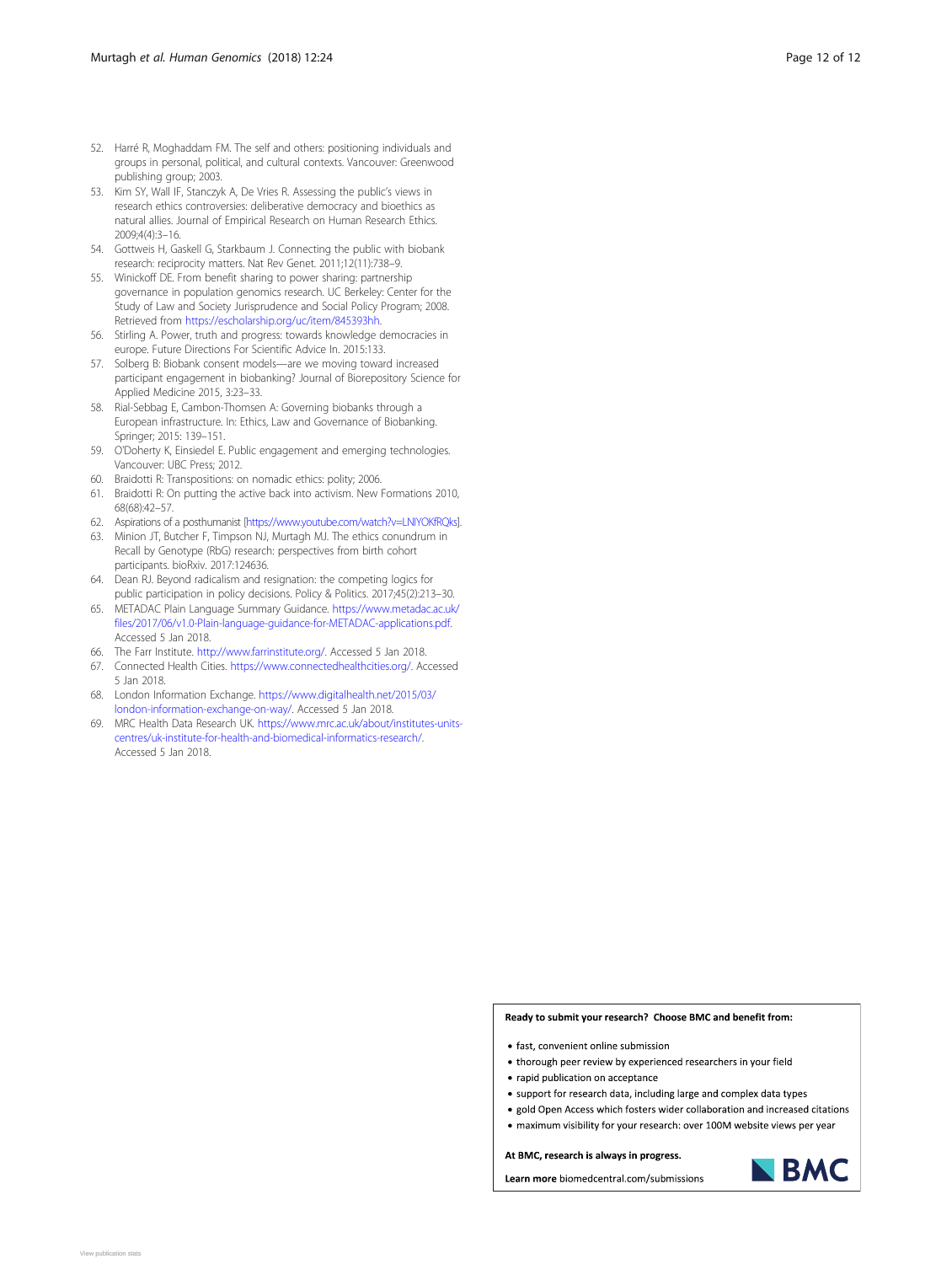52. Harré R, Moghaddam FM. The self and others: positioning individuals and groups in personal, political, and cultural contexts. Vancouver: Greenwood publishing group; 2003.
53. Kim SY, Wall IF, Stanczyk A, De Vries R. Assessing the public's views in research ethics controversies: deliberative democracy and bioethics as natural allies. Journal of Empirical Research on Human Research Ethics. 2009;4(4):3–16.
54. Gottweis H, Gaskell G, Starkbaum J. Connecting the public with biobank research: reciprocity matters. Nat Rev Genet. 2011;12(11):738–9.
55. Winickoff DE. From benefit sharing to power sharing: partnership governance in population genomics research. UC Berkeley: Center for the Study of Law and Society Jurisprudence and Social Policy Program; 2008. Retrieved from https://escholarship.org/uc/item/845393hh.
56. Stirling A. Power, truth and progress: towards knowledge democracies in europe. Future Directions For Scientific Advice In. 2015:133.
57. Solberg B: Biobank consent models—are we moving toward increased participant engagement in biobanking? Journal of Biorepository Science for Applied Medicine 2015, 3:23–33.
58. Rial-Sebbag E, Cambon-Thomsen A: Governing biobanks through a European infrastructure. In: Ethics, Law and Governance of Biobanking. Springer; 2015: 139–151.
59. O'Doherty K, Einsiedel E. Public engagement and emerging technologies. Vancouver: UBC Press; 2012.
60. Braidotti R: Transpositions: on nomadic ethics: polity; 2006.
61. Braidotti R: On putting the active back into activism. New Formations 2010, 68(68):42–57.
62. Aspirations of a posthumanist [https://www.youtube.com/watch?v=LNIYOKfRQks].
63. Minion JT, Butcher F, Timpson NJ, Murtagh MJ. The ethics conundrum in Recall by Genotype (RbG) research: perspectives from birth cohort participants. bioRxiv. 2017:124636.
64. Dean RJ. Beyond radicalism and resignation: the competing logics for public participation in policy decisions. Policy & Politics. 2017;45(2):213–30.
65. METADAC Plain Language Summary Guidance. https://www.metadac.ac.uk/files/2017/06/v1.0-Plain-language-guidance-for-METADAC-applications.pdf. Accessed 5 Jan 2018.
66. The Farr Institute. http://www.farrinstitute.org/. Accessed 5 Jan 2018.
67. Connected Health Cities. https://www.connectedhealthcities.org/. Accessed 5 Jan 2018.
68. London Information Exchange. https://www.digitalhealth.net/2015/03/london-information-exchange-on-way/. Accessed 5 Jan 2018.
69. MRC Health Data Research UK. https://www.mrc.ac.uk/about/institutes-units-centres/uk-institute-for-health-and-biomedical-informatics-research/. Accessed 5 Jan 2018.

**Ready to submit your research? Choose BMC and benefit from:**

- fast, convenient online submission
- thorough peer review by experienced researchers in your field
- rapid publication on acceptance
- support for research data, including large and complex data types
- gold Open Access which fosters wider collaboration and increased citations
- maximum visibility for your research: over 100M website views per year

**At BMC, research is always in progress.**

**Learn more** biomedcentral.com/submissions

BMC